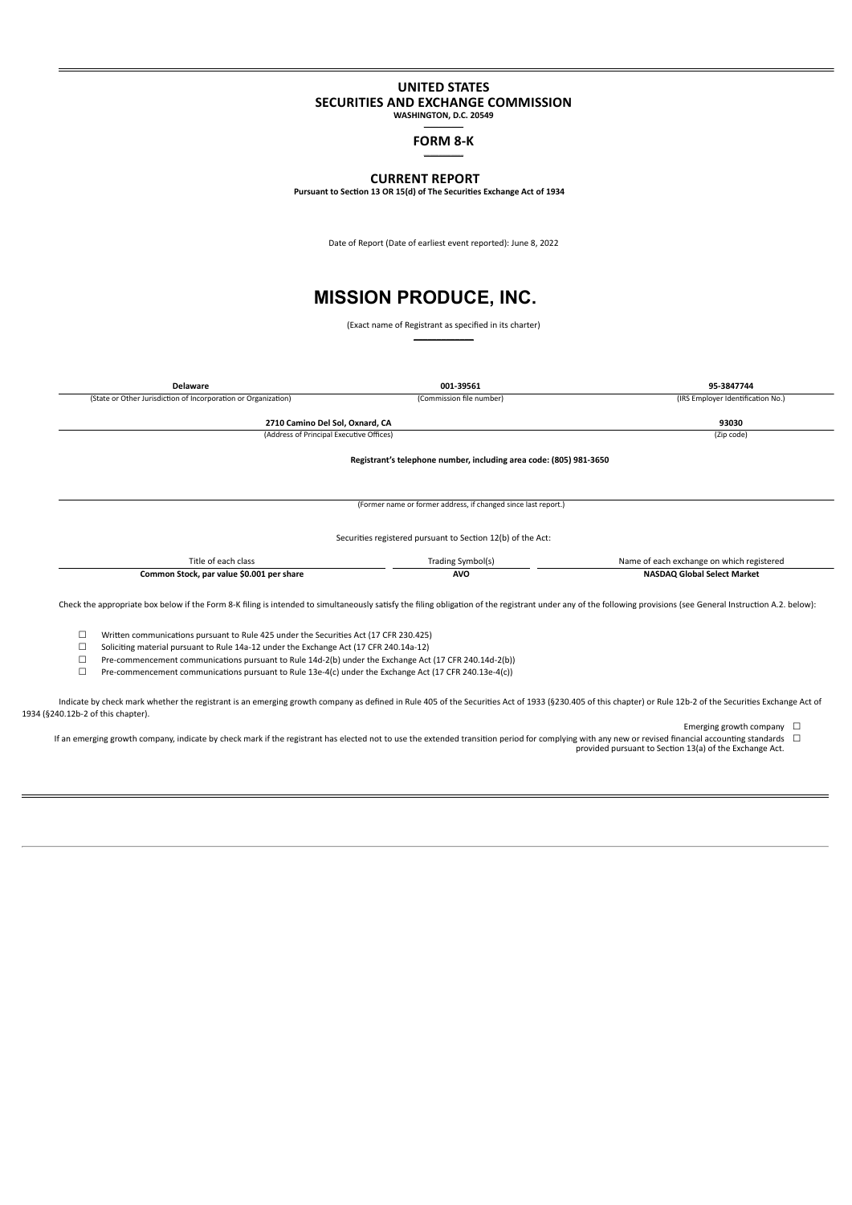# UNITED STATES
# SECURITIES AND EXCHANGE COMMISSION
**WASHINGTON, D.C. 20549**

## FORM 8-K

## CURRENT REPORT
**Pursuant to Section 13 OR 15(d) of The Securities Exchange Act of 1934**

Date of Report (Date of earliest event reported): June 8, 2022

# MISSION PRODUCE, INC.

(Exact name of Registrant as specified in its charter)

| **Delaware** | **001-39561** | **95-3847744** |
|---|---|---|
| (State or Other Jurisdiction of Incorporation or Organization) | (Commission file number) | (IRS Employer Identification No.) |

| **2710 Camino Del Sol, Oxnard, CA** | **93030** |
|---|---|
| (Address of Principal Executive Offices) | (Zip code) |

**Registrant's telephone number, including area code: (805) 981-3650**

(Former name or former address, if changed since last report.)

Securities registered pursuant to Section 12(b) of the Act:

| Title of each class | Trading Symbol(s) | Name of each exchange on which registered |
|---|---|---|
| **Common Stock, par value $0.001 per share** | **AVO** | **NASDAQ Global Select Market** |

Check the appropriate box below if the Form 8-K filing is intended to simultaneously satisfy the filing obligation of the registrant under any of the following provisions (see General Instruction A.2. below):

☐ Written communications pursuant to Rule 425 under the Securities Act (17 CFR 230.425)

☐ Soliciting material pursuant to Rule 14a-12 under the Exchange Act (17 CFR 240.14a-12)

☐ Pre-commencement communications pursuant to Rule 14d-2(b) under the Exchange Act (17 CFR 240.14d-2(b))

☐ Pre-commencement communications pursuant to Rule 13e-4(c) under the Exchange Act (17 CFR 240.13e-4(c))

Indicate by check mark whether the registrant is an emerging growth company as defined in Rule 405 of the Securities Act of 1933 (§230.405 of this chapter) or Rule 12b-2 of the Securities Exchange Act of 1934 (§240.12b-2 of this chapter).

Emerging growth company ☐

If an emerging growth company, indicate by check mark if the registrant has elected not to use the extended transition period for complying with any new or revised financial accounting standards provided pursuant to Section 13(a) of the Exchange Act. ☐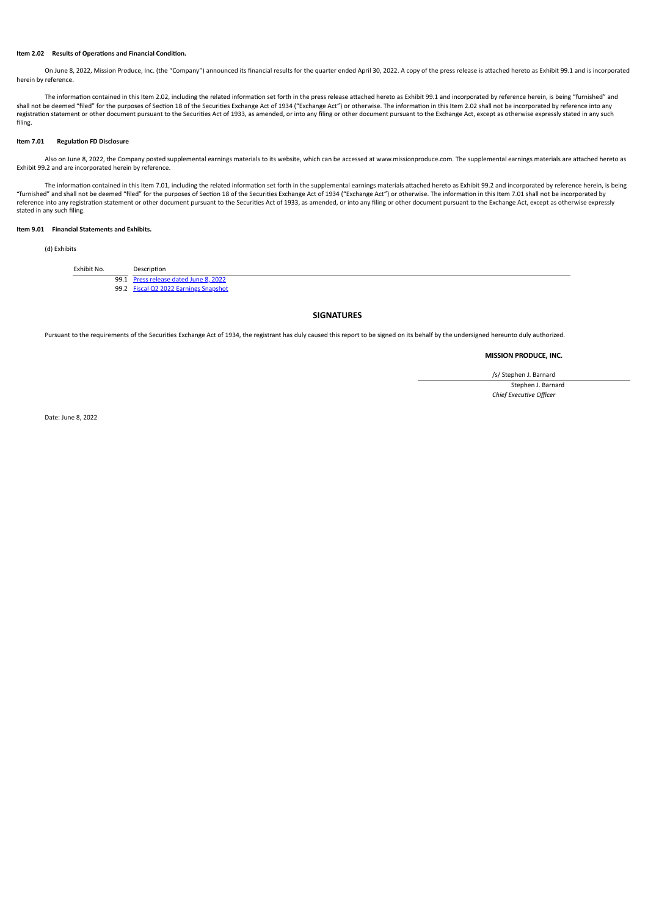**Item 2.02 Results of Operations and Financial Condition.**

On June 8, 2022, Mission Produce, Inc. (the "Company") announced its financial results for the quarter ended April 30, 2022. A copy of the press release is attached hereto as Exhibit 99.1 and is incorporated herein by reference.

The information contained in this Item 2.02, including the related information set forth in the press release attached hereto as Exhibit 99.1 and incorporated by reference herein, is being "furnished" and shall not be deemed "filed" for the purposes of Section 18 of the Securities Exchange Act of 1934 ("Exchange Act") or otherwise. The information in this Item 2.02 shall not be incorporated by reference into any registration statement or other document pursuant to the Securities Act of 1933, as amended, or into any filing or other document pursuant to the Exchange Act, except as otherwise expressly stated in any such filing.

**Item 7.01 Regulation FD Disclosure**

Also on June 8, 2022, the Company posted supplemental earnings materials to its website, which can be accessed at www.missionproduce.com. The supplemental earnings materials are attached hereto as Exhibit 99.2 and are incorporated herein by reference.

The information contained in this Item 7.01, including the related information set forth in the supplemental earnings materials attached hereto as Exhibit 99.2 and incorporated by reference herein, is being "furnished" and shall not be deemed "filed" for the purposes of Section 18 of the Securities Exchange Act of 1934 ("Exchange Act") or otherwise. The information in this Item 7.01 shall not be incorporated by reference into any registration statement or other document pursuant to the Securities Act of 1933, as amended, or into any filing or other document pursuant to the Exchange Act, except as otherwise expressly stated in any such filing.

**Item 9.01 Financial Statements and Exhibits.**

(d) Exhibits

| Exhibit No. | Description |
| --- | --- |
| 99.1 | Press release dated June 8, 2022 |
| 99.2 | Fiscal Q2 2022 Earnings Snapshot |

## SIGNATURES

Pursuant to the requirements of the Securities Exchange Act of 1934, the registrant has duly caused this report to be signed on its behalf by the undersigned hereunto duly authorized.

**MISSION PRODUCE, INC.**

/s/ Stephen J. Barnard

Stephen J. Barnard
*Chief Executive Officer*

Date: June 8, 2022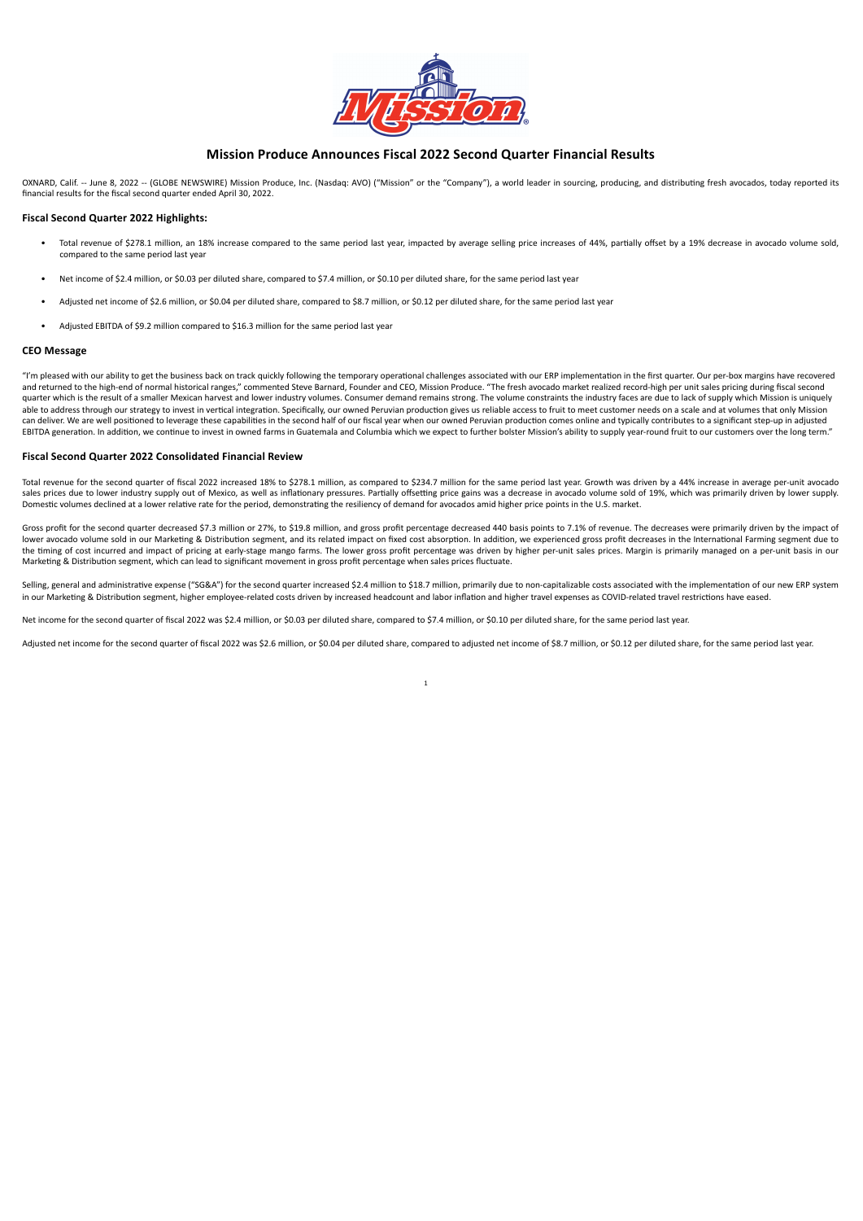# Mission Produce Announces Fiscal 2022 Second Quarter Financial Results

OXNARD, Calif. -- June 8, 2022 -- (GLOBE NEWSWIRE) Mission Produce, Inc. (Nasdaq: AVO) ("Mission" or the "Company"), a world leader in sourcing, producing, and distributing fresh avocados, today reported its financial results for the fiscal second quarter ended April 30, 2022.

### Fiscal Second Quarter 2022 Highlights:

- Total revenue of $278.1 million, an 18% increase compared to the same period last year, impacted by average selling price increases of 44%, partially offset by a 19% decrease in avocado volume sold, compared to the same period last year
- Net income of $2.4 million, or $0.03 per diluted share, compared to $7.4 million, or $0.10 per diluted share, for the same period last year
- Adjusted net income of $2.6 million, or $0.04 per diluted share, compared to $8.7 million, or $0.12 per diluted share, for the same period last year
- Adjusted EBITDA of $9.2 million compared to $16.3 million for the same period last year

### CEO Message

"I'm pleased with our ability to get the business back on track quickly following the temporary operational challenges associated with our ERP implementation in the first quarter. Our per-box margins have recovered and returned to the high-end of normal historical ranges," commented Steve Barnard, Founder and CEO, Mission Produce. "The fresh avocado market realized record-high per unit sales pricing during fiscal second quarter which is the result of a smaller Mexican harvest and lower industry volumes. Consumer demand remains strong. The volume constraints the industry faces are due to lack of supply which Mission is uniquely able to address through our strategy to invest in vertical integration. Specifically, our owned Peruvian production gives us reliable access to fruit to meet customer needs on a scale and at volumes that only Mission can deliver. We are well positioned to leverage these capabilities in the second half of our fiscal year when our owned Peruvian production comes online and typically contributes to a significant step-up in adjusted EBITDA generation. In addition, we continue to invest in owned farms in Guatemala and Columbia which we expect to further bolster Mission's ability to supply year-round fruit to our customers over the long term."

### Fiscal Second Quarter 2022 Consolidated Financial Review

Total revenue for the second quarter of fiscal 2022 increased 18% to $278.1 million, as compared to $234.7 million for the same period last year. Growth was driven by a 44% increase in average per-unit avocado sales prices due to lower industry supply out of Mexico, as well as inflationary pressures. Partially offsetting price gains was a decrease in avocado volume sold of 19%, which was primarily driven by lower supply. Domestic volumes declined at a lower relative rate for the period, demonstrating the resiliency of demand for avocados amid higher price points in the U.S. market.

Gross profit for the second quarter decreased $7.3 million or 27%, to $19.8 million, and gross profit percentage decreased 440 basis points to 7.1% of revenue. The decreases were primarily driven by the impact of lower avocado volume sold in our Marketing & Distribution segment, and its related impact on fixed cost absorption. In addition, we experienced gross profit decreases in the International Farming segment due to the timing of cost incurred and impact of pricing at early-stage mango farms. The lower gross profit percentage was driven by higher per-unit sales prices. Margin is primarily managed on a per-unit basis in our Marketing & Distribution segment, which can lead to significant movement in gross profit percentage when sales prices fluctuate.

Selling, general and administrative expense ("SG&A") for the second quarter increased $2.4 million to $18.7 million, primarily due to non-capitalizable costs associated with the implementation of our new ERP system in our Marketing & Distribution segment, higher employee-related costs driven by increased headcount and labor inflation and higher travel expenses as COVID-related travel restrictions have eased.

Net income for the second quarter of fiscal 2022 was $2.4 million, or $0.03 per diluted share, compared to $7.4 million, or $0.10 per diluted share, for the same period last year.

Adjusted net income for the second quarter of fiscal 2022 was $2.6 million, or $0.04 per diluted share, compared to adjusted net income of $8.7 million, or $0.12 per diluted share, for the same period last year.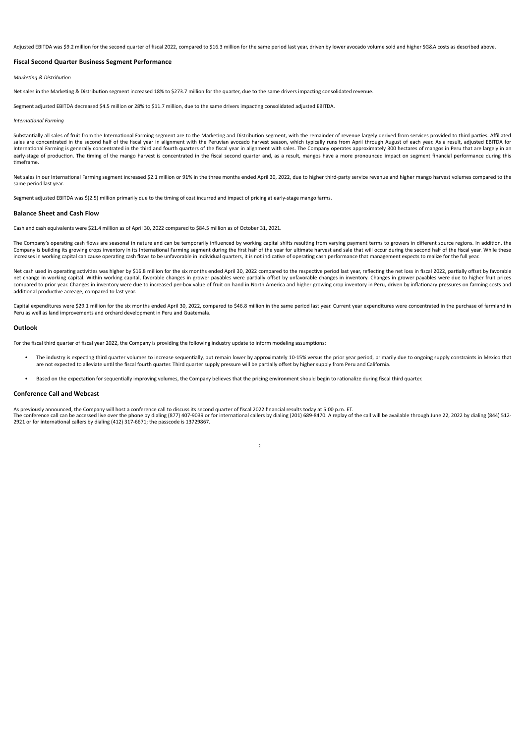Adjusted EBITDA was $9.2 million for the second quarter of fiscal 2022, compared to $16.3 million for the same period last year, driven by lower avocado volume sold and higher SG&A costs as described above.

## Fiscal Second Quarter Business Segment Performance

*Marketing & Distribution*

Net sales in the Marketing & Distribution segment increased 18% to $273.7 million for the quarter, due to the same drivers impacting consolidated revenue.

Segment adjusted EBITDA decreased $4.5 million or 28% to $11.7 million, due to the same drivers impacting consolidated adjusted EBITDA.

*International Farming*

Substantially all sales of fruit from the International Farming segment are to the Marketing and Distribution segment, with the remainder of revenue largely derived from services provided to third parties. Affiliated sales are concentrated in the second half of the fiscal year in alignment with the Peruvian avocado harvest season, which typically runs from April through August of each year. As a result, adjusted EBITDA for International Farming is generally concentrated in the third and fourth quarters of the fiscal year in alignment with sales. The Company operates approximately 300 hectares of mangos in Peru that are largely in an early-stage of production. The timing of the mango harvest is concentrated in the fiscal second quarter and, as a result, mangos have a more pronounced impact on segment financial performance during this timeframe.

Net sales in our International Farming segment increased $2.1 million or 91% in the three months ended April 30, 2022, due to higher third-party service revenue and higher mango harvest volumes compared to the same period last year.

Segment adjusted EBITDA was $(2.5) million primarily due to the timing of cost incurred and impact of pricing at early-stage mango farms.

## Balance Sheet and Cash Flow

Cash and cash equivalents were $21.4 million as of April 30, 2022 compared to $84.5 million as of October 31, 2021.

The Company's operating cash flows are seasonal in nature and can be temporarily influenced by working capital shifts resulting from varying payment terms to growers in different source regions. In addition, the Company is building its growing crops inventory in its International Farming segment during the first half of the year for ultimate harvest and sale that will occur during the second half of the fiscal year. While these increases in working capital can cause operating cash flows to be unfavorable in individual quarters, it is not indicative of operating cash performance that management expects to realize for the full year.

Net cash used in operating activities was higher by $16.8 million for the six months ended April 30, 2022 compared to the respective period last year, reflecting the net loss in fiscal 2022, partially offset by favorable net change in working capital. Within working capital, favorable changes in grower payables were partially offset by unfavorable changes in inventory. Changes in grower payables were due to higher fruit prices compared to prior year. Changes in inventory were due to increased per-box value of fruit on hand in North America and higher growing crop inventory in Peru, driven by inflationary pressures on farming costs and additional productive acreage, compared to last year.

Capital expenditures were $29.1 million for the six months ended April 30, 2022, compared to $46.8 million in the same period last year. Current year expenditures were concentrated in the purchase of farmland in Peru as well as land improvements and orchard development in Peru and Guatemala.

## Outlook

For the fiscal third quarter of fiscal year 2022, the Company is providing the following industry update to inform modeling assumptions:

- The industry is expecting third quarter volumes to increase sequentially, but remain lower by approximately 10-15% versus the prior year period, primarily due to ongoing supply constraints in Mexico that are not expected to alleviate until the fiscal fourth quarter. Third quarter supply pressure will be partially offset by higher supply from Peru and California.
- Based on the expectation for sequentially improving volumes, the Company believes that the pricing environment should begin to rationalize during fiscal third quarter.

## Conference Call and Webcast

As previously announced, the Company will host a conference call to discuss its second quarter of fiscal 2022 financial results today at 5:00 p.m. ET.
The conference call can be accessed live over the phone by dialing (877) 407-9039 or for international callers by dialing (201) 689-8470. A replay of the call will be available through June 22, 2022 by dialing (844) 512-2921 or for international callers by dialing (412) 317-6671; the passcode is 13729867.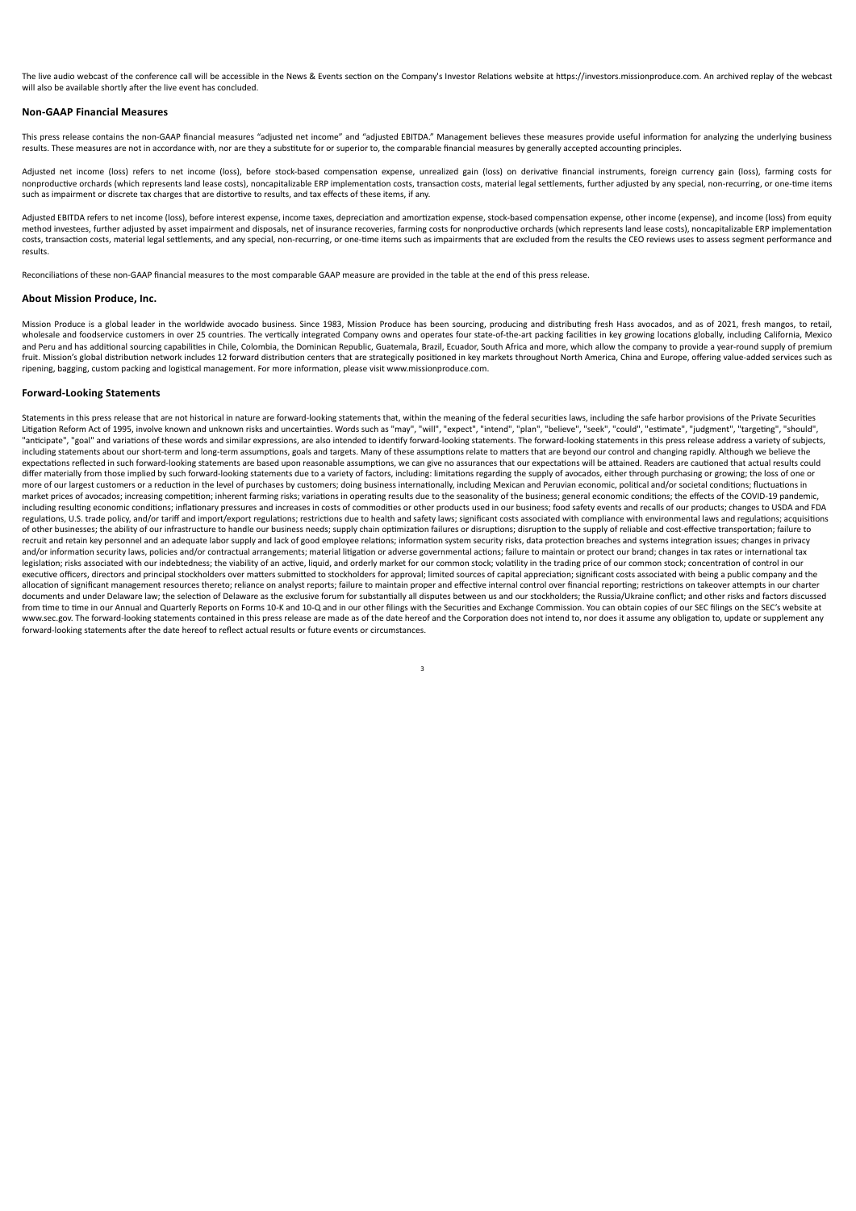The live audio webcast of the conference call will be accessible in the News & Events section on the Company's Investor Relations website at https://investors.missionproduce.com. An archived replay of the webcast will also be available shortly after the live event has concluded.

## Non-GAAP Financial Measures

This press release contains the non-GAAP financial measures "adjusted net income" and "adjusted EBITDA." Management believes these measures provide useful information for analyzing the underlying business results. These measures are not in accordance with, nor are they a substitute for or superior to, the comparable financial measures by generally accepted accounting principles.

Adjusted net income (loss) refers to net income (loss), before stock-based compensation expense, unrealized gain (loss) on derivative financial instruments, foreign currency gain (loss), farming costs for nonproductive orchards (which represents land lease costs), noncapitalizable ERP implementation costs, transaction costs, material legal settlements, further adjusted by any special, non-recurring, or one-time items such as impairment or discrete tax charges that are distortive to results, and tax effects of these items, if any.

Adjusted EBITDA refers to net income (loss), before interest expense, income taxes, depreciation and amortization expense, stock-based compensation expense, other income (expense), and income (loss) from equity method investees, further adjusted by asset impairment and disposals, net of insurance recoveries, farming costs for nonproductive orchards (which represents land lease costs), noncapitalizable ERP implementation costs, transaction costs, material legal settlements, and any special, non-recurring, or one-time items such as impairments that are excluded from the results the CEO reviews uses to assess segment performance and results.

Reconciliations of these non-GAAP financial measures to the most comparable GAAP measure are provided in the table at the end of this press release.

## About Mission Produce, Inc.

Mission Produce is a global leader in the worldwide avocado business. Since 1983, Mission Produce has been sourcing, producing and distributing fresh Hass avocados, and as of 2021, fresh mangos, to retail, wholesale and foodservice customers in over 25 countries. The vertically integrated Company owns and operates four state-of-the-art packing facilities in key growing locations globally, including California, Mexico and Peru and has additional sourcing capabilities in Chile, Colombia, the Dominican Republic, Guatemala, Brazil, Ecuador, South Africa and more, which allow the company to provide a year-round supply of premium fruit. Mission's global distribution network includes 12 forward distribution centers that are strategically positioned in key markets throughout North America, China and Europe, offering value-added services such as ripening, bagging, custom packing and logistical management. For more information, please visit www.missionproduce.com.

## Forward-Looking Statements

Statements in this press release that are not historical in nature are forward-looking statements that, within the meaning of the federal securities laws, including the safe harbor provisions of the Private Securities Litigation Reform Act of 1995, involve known and unknown risks and uncertainties. Words such as "may", "will", "expect", "intend", "plan", "believe", "seek", "could", "estimate", "judgment", "targeting", "should", "anticipate", "goal" and variations of these words and similar expressions, are also intended to identify forward-looking statements. The forward-looking statements in this press release address a variety of subjects, including statements about our short-term and long-term assumptions, goals and targets. Many of these assumptions relate to matters that are beyond our control and changing rapidly. Although we believe the expectations reflected in such forward-looking statements are based upon reasonable assumptions, we can give no assurances that our expectations will be attained. Readers are cautioned that actual results could differ materially from those implied by such forward-looking statements due to a variety of factors, including: limitations regarding the supply of avocados, either through purchasing or growing; the loss of one or more of our largest customers or a reduction in the level of purchases by customers; doing business internationally, including Mexican and Peruvian economic, political and/or societal conditions; fluctuations in market prices of avocados; increasing competition; inherent farming risks; variations in operating results due to the seasonality of the business; general economic conditions; the effects of the COVID-19 pandemic, including resulting economic conditions; inflationary pressures and increases in costs of commodities or other products used in our business; food safety events and recalls of our products; changes to USDA and FDA regulations, U.S. trade policy, and/or tariff and import/export regulations; restrictions due to health and safety laws; significant costs associated with compliance with environmental laws and regulations; acquisitions of other businesses; the ability of our infrastructure to handle our business needs; supply chain optimization failures or disruptions; disruption to the supply of reliable and cost-effective transportation; failure to recruit and retain key personnel and an adequate labor supply and lack of good employee relations; information system security risks, data protection breaches and systems integration issues; changes in privacy and/or information security laws, policies and/or contractual arrangements; material litigation or adverse governmental actions; failure to maintain or protect our brand; changes in tax rates or international tax legislation; risks associated with our indebtedness; the viability of an active, liquid, and orderly market for our common stock; volatility in the trading price of our common stock; concentration of control in our executive officers, directors and principal stockholders over matters submitted to stockholders for approval; limited sources of capital appreciation; significant costs associated with being a public company and the allocation of significant management resources thereto; reliance on analyst reports; failure to maintain proper and effective internal control over financial reporting; restrictions on takeover attempts in our charter documents and under Delaware law; the selection of Delaware as the exclusive forum for substantially all disputes between us and our stockholders; the Russia/Ukraine conflict; and other risks and factors discussed from time to time in our Annual and Quarterly Reports on Forms 10-K and 10-Q and in our other filings with the Securities and Exchange Commission. You can obtain copies of our SEC filings on the SEC's website at www.sec.gov. The forward-looking statements contained in this press release are made as of the date hereof and the Corporation does not intend to, nor does it assume any obligation to, update or supplement any forward-looking statements after the date hereof to reflect actual results or future events or circumstances.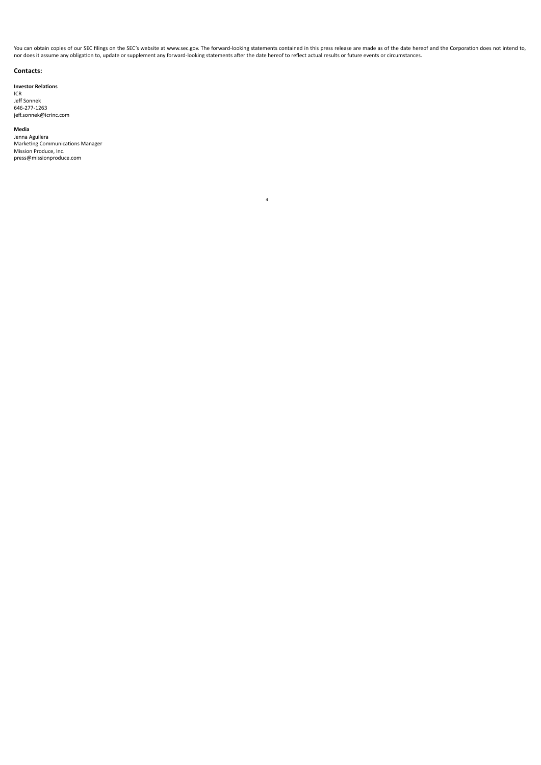You can obtain copies of our SEC filings on the SEC's website at www.sec.gov. The forward-looking statements contained in this press release are made as of the date hereof and the Corporation does not intend to, nor does it assume any obligation to, update or supplement any forward-looking statements after the date hereof to reflect actual results or future events or circumstances.

## Contacts:

**Investor Relations**
ICR
Jeff Sonnek
646-277-1263
jeff.sonnek@icrinc.com

**Media**
Jenna Aguilera
Marketing Communications Manager
Mission Produce, Inc.
press@missionproduce.com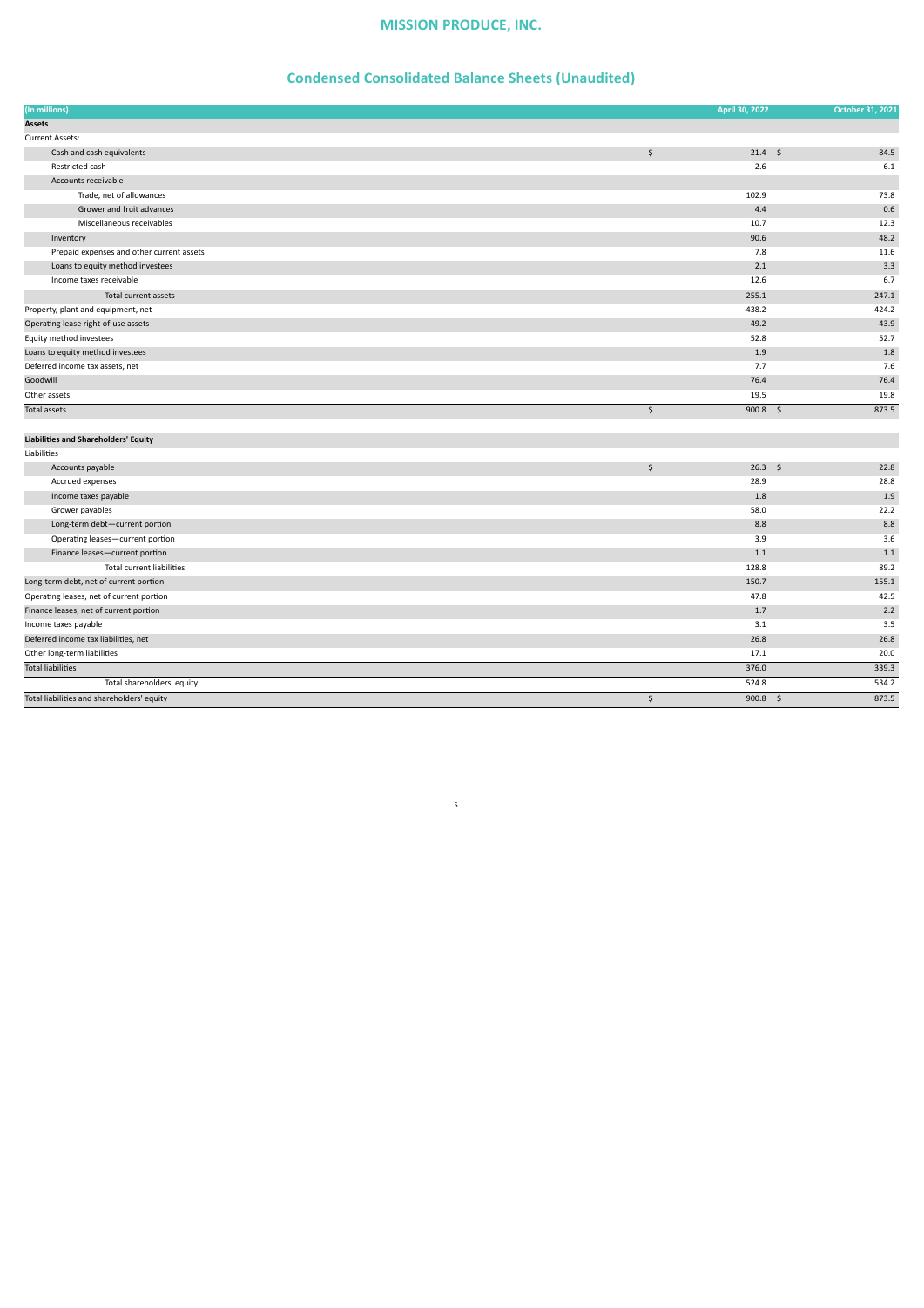# MISSION PRODUCE, INC.

## Condensed Consolidated Balance Sheets (Unaudited)

| (In millions) | April 30, 2022 | October 31, 2021 |
|---|---|---|
| **Assets** | | |
| Current Assets: | | |
| Cash and cash equivalents | $ 21.4 | $ 84.5 |
| Restricted cash | 2.6 | 6.1 |
| Accounts receivable | | |
| Trade, net of allowances | 102.9 | 73.8 |
| Grower and fruit advances | 4.4 | 0.6 |
| Miscellaneous receivables | 10.7 | 12.3 |
| Inventory | 90.6 | 48.2 |
| Prepaid expenses and other current assets | 7.8 | 11.6 |
| Loans to equity method investees | 2.1 | 3.3 |
| Income taxes receivable | 12.6 | 6.7 |
| Total current assets | 255.1 | 247.1 |
| Property, plant and equipment, net | 438.2 | 424.2 |
| Operating lease right-of-use assets | 49.2 | 43.9 |
| Equity method investees | 52.8 | 52.7 |
| Loans to equity method investees | 1.9 | 1.8 |
| Deferred income tax assets, net | 7.7 | 7.6 |
| Goodwill | 76.4 | 76.4 |
| Other assets | 19.5 | 19.8 |
| Total assets | $ 900.8 | $ 873.5 |
| **Liabilities and Shareholders' Equity** | | |
| Liabilities | | |
| Accounts payable | $ 26.3 | $ 22.8 |
| Accrued expenses | 28.9 | 28.8 |
| Income taxes payable | 1.8 | 1.9 |
| Grower payables | 58.0 | 22.2 |
| Long-term debt—current portion | 8.8 | 8.8 |
| Operating leases—current portion | 3.9 | 3.6 |
| Finance leases—current portion | 1.1 | 1.1 |
| Total current liabilities | 128.8 | 89.2 |
| Long-term debt, net of current portion | 150.7 | 155.1 |
| Operating leases, net of current portion | 47.8 | 42.5 |
| Finance leases, net of current portion | 1.7 | 2.2 |
| Income taxes payable | 3.1 | 3.5 |
| Deferred income tax liabilities, net | 26.8 | 26.8 |
| Other long-term liabilities | 17.1 | 20.0 |
| Total liabilities | 376.0 | 339.3 |
| Total shareholders' equity | 524.8 | 534.2 |
| Total liabilities and shareholders' equity | $ 900.8 | $ 873.5 |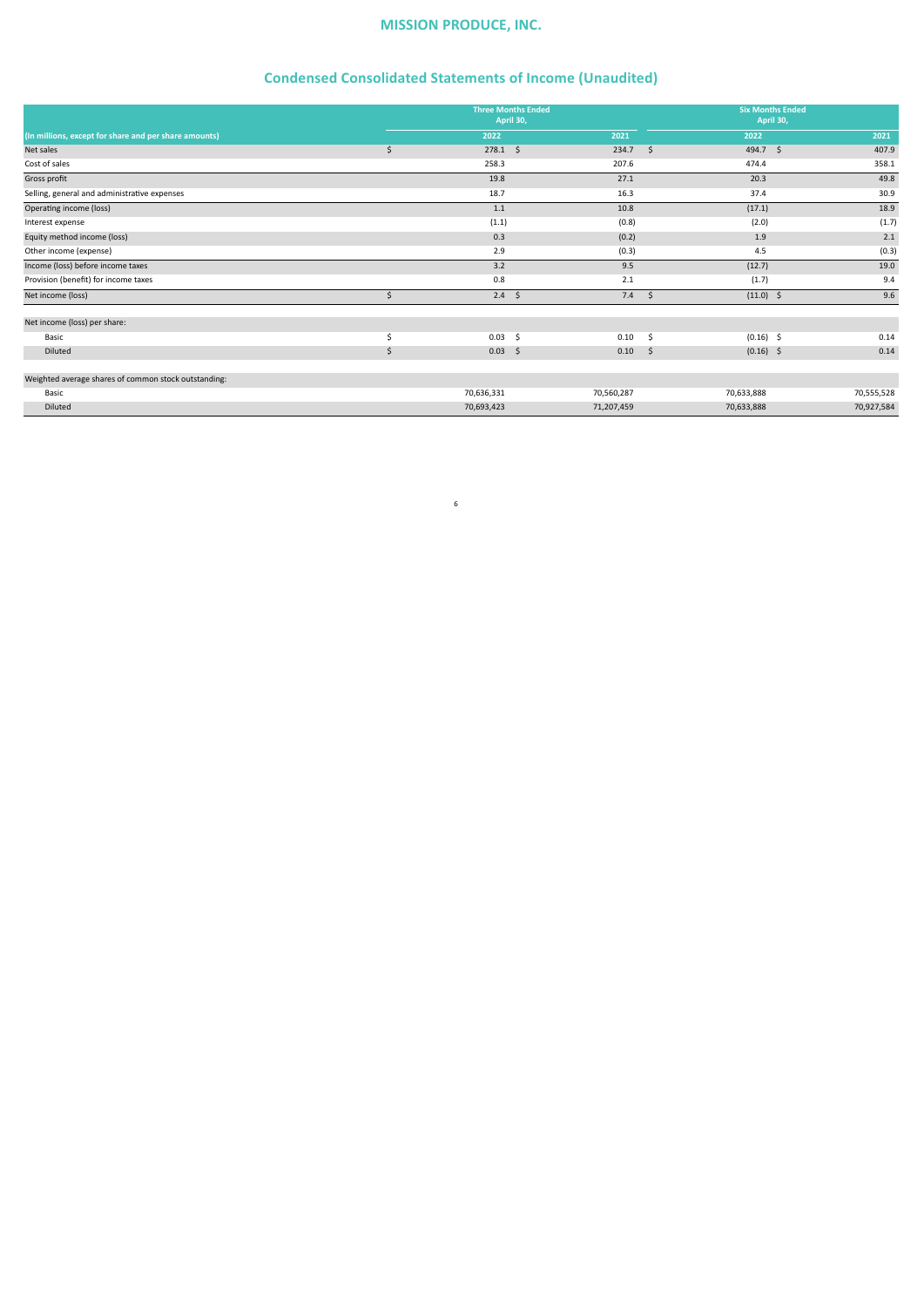# MISSION PRODUCE, INC.

## Condensed Consolidated Statements of Income (Unaudited)

| (In millions, except for share and per share amounts) | Three Months Ended April 30, 2022 | Three Months Ended April 30, 2021 | Six Months Ended April 30, 2022 | Six Months Ended April 30, 2021 |
|---|---|---|---|---|
| Net sales | $ 278.1 | $ 234.7 | $ 494.7 | $ 407.9 |
| Cost of sales | 258.3 | 207.6 | 474.4 | 358.1 |
| Gross profit | 19.8 | 27.1 | 20.3 | 49.8 |
| Selling, general and administrative expenses | 18.7 | 16.3 | 37.4 | 30.9 |
| Operating income (loss) | 1.1 | 10.8 | (17.1) | 18.9 |
| Interest expense | (1.1) | (0.8) | (2.0) | (1.7) |
| Equity method income (loss) | 0.3 | (0.2) | 1.9 | 2.1 |
| Other income (expense) | 2.9 | (0.3) | 4.5 | (0.3) |
| Income (loss) before income taxes | 3.2 | 9.5 | (12.7) | 19.0 |
| Provision (benefit) for income taxes | 0.8 | 2.1 | (1.7) | 9.4 |
| Net income (loss) | $ 2.4 | $ 7.4 | $ (11.0) | $ 9.6 |
| | | | | |
| Net income (loss) per share: | | | | |
| Basic | $ 0.03 | $ 0.10 | $ (0.16) | $ 0.14 |
| Diluted | $ 0.03 | $ 0.10 | $ (0.16) | $ 0.14 |
| | | | | |
| Weighted average shares of common stock outstanding: | | | | |
| Basic | 70,636,331 | 70,560,287 | 70,633,888 | 70,555,528 |
| Diluted | 70,693,423 | 71,207,459 | 70,633,888 | 70,927,584 |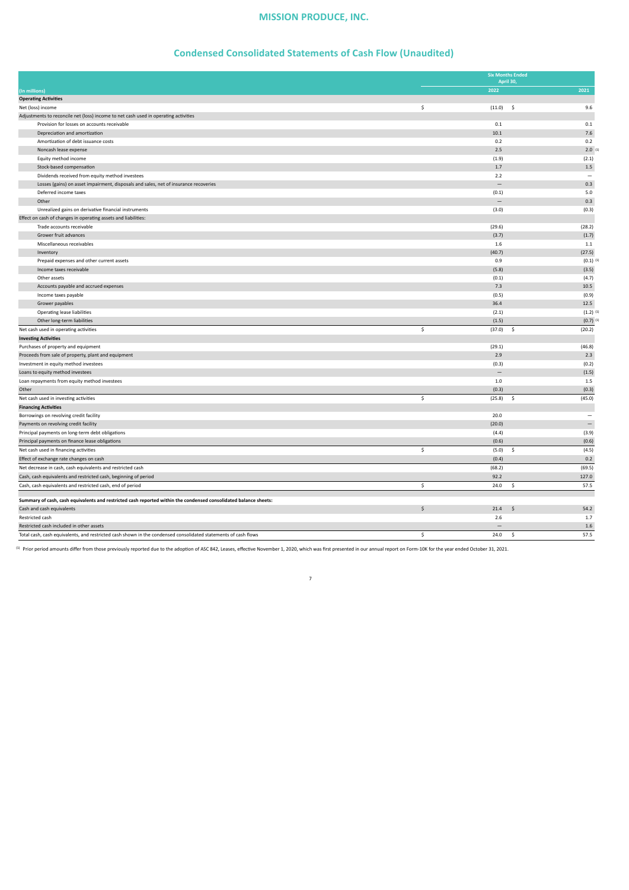# MISSION PRODUCE, INC.

## Condensed Consolidated Statements of Cash Flow (Unaudited)

| (In millions) | Six Months Ended April 30, 2022 | Six Months Ended April 30, 2021 |
|---|---|---|
| **Operating Activities** | | |
| Net (loss) income | $ (11.0) | $ 9.6 |
| Adjustments to reconcile net (loss) income to net cash used in operating activities | | |
| Provision for losses on accounts receivable | 0.1 | 0.1 |
| Depreciation and amortization | 10.1 | 7.6 |
| Amortization of debt issuance costs | 0.2 | 0.2 |
| Noncash lease expense | 2.5 | 2.0 [1] |
| Equity method income | (1.9) | (2.1) |
| Stock-based compensation | 1.7 | 1.5 |
| Dividends received from equity method investees | 2.2 | — |
| Losses (gains) on asset impairment, disposals and sales, net of insurance recoveries | — | 0.3 |
| Deferred income taxes | (0.1) | 5.0 |
| Other | — | 0.3 |
| Unrealized gains on derivative financial instruments | (3.0) | (0.3) |
| Effect on cash of changes in operating assets and liabilities: | | |
| Trade accounts receivable | (29.6) | (28.2) |
| Grower fruit advances | (3.7) | (1.7) |
| Miscellaneous receivables | 1.6 | 1.1 |
| Inventory | (40.7) | (27.5) |
| Prepaid expenses and other current assets | 0.9 | (0.1) [1] |
| Income taxes receivable | (5.8) | (3.5) |
| Other assets | (0.1) | (4.7) |
| Accounts payable and accrued expenses | 7.3 | 10.5 |
| Income taxes payable | (0.5) | (0.9) |
| Grower payables | 36.4 | 12.5 |
| Operating lease liabilities | (2.1) | (1.2) [1] |
| Other long-term liabilities | (1.5) | (0.7) [1] |
| Net cash used in operating activities | $ (37.0) | $ (20.2) |
| **Investing Activities** | | |
| Purchases of property and equipment | (29.1) | (46.8) |
| Proceeds from sale of property, plant and equipment | 2.9 | 2.3 |
| Investment in equity method investees | (0.3) | (0.2) |
| Loans to equity method investees | — | (1.5) |
| Loan repayments from equity method investees | 1.0 | 1.5 |
| Other | (0.3) | (0.3) |
| Net cash used in investing activities | $ (25.8) | $ (45.0) |
| **Financing Activities** | | |
| Borrowings on revolving credit facility | 20.0 | — |
| Payments on revolving credit facility | (20.0) | — |
| Principal payments on long-term debt obligations | (4.4) | (3.9) |
| Principal payments on finance lease obligations | (0.6) | (0.6) |
| Net cash used in financing activities | $ (5.0) | $ (4.5) |
| Effect of exchange rate changes on cash | (0.4) | 0.2 |
| Net decrease in cash, cash equivalents and restricted cash | (68.2) | (69.5) |
| Cash, cash equivalents and restricted cash, beginning of period | 92.2 | 127.0 |
| Cash, cash equivalents and restricted cash, end of period | $ 24.0 | $ 57.5 |
| | | |
| **Summary of cash, cash equivalents and restricted cash reported within the condensed consolidated balance sheets:** | | |
| Cash and cash equivalents | $ 21.4 | $ 54.2 |
| Restricted cash | 2.6 | 1.7 |
| Restricted cash included in other assets | — | 1.6 |
| Total cash, cash equivalents, and restricted cash shown in the condensed consolidated statements of cash flows | $ 24.0 | $ 57.5 |

[1] Prior period amounts differ from those previously reported due to the adoption of ASC 842, Leases, effective November 1, 2020, which was first presented in our annual report on Form-10K for the year ended October 31, 2021.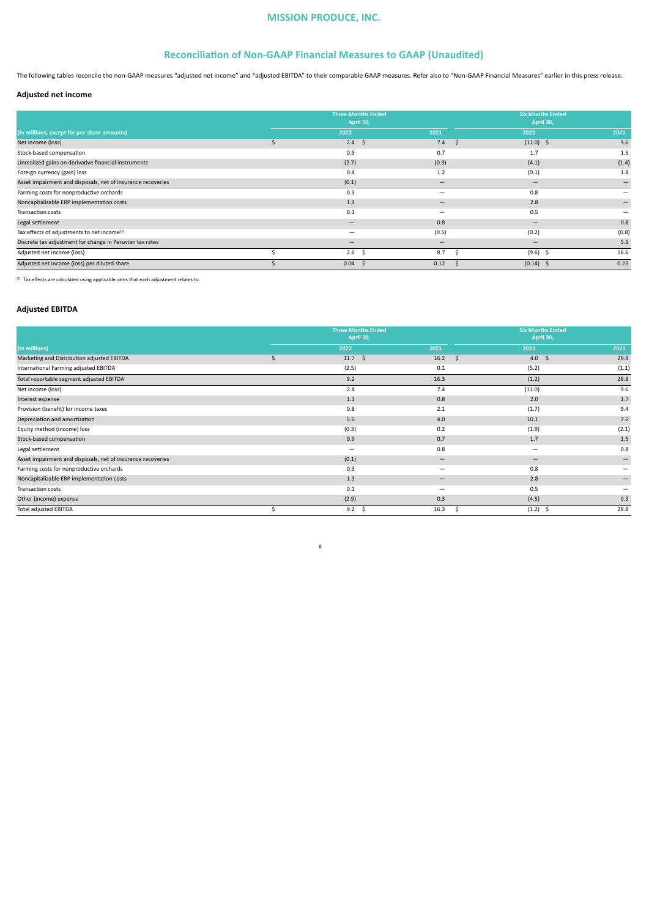# MISSION PRODUCE, INC.

## Reconciliation of Non-GAAP Financial Measures to GAAP (Unaudited)

The following tables reconcile the non-GAAP measures "adjusted net income" and "adjusted EBITDA" to their comparable GAAP measures. Refer also to "Non-GAAP Financial Measures" earlier in this press release.

### Adjusted net income

| (In millions, except for per share amounts) | Three Months Ended April 30, | | Six Months Ended April 30, | |
|---|---|---|---|---|
| | 2022 | 2021 | 2022 | 2021 |
| Net income (loss) | $ 2.4 | $ 7.4 | $ (11.0) | $ 9.6 |
| Stock-based compensation | 0.9 | 0.7 | 1.7 | 1.5 |
| Unrealized gains on derivative financial instruments | (2.7) | (0.9) | (4.1) | (1.4) |
| Foreign currency (gain) loss | 0.4 | 1.2 | (0.1) | 1.8 |
| Asset impairment and disposals, net of insurance recoveries | (0.1) | — | — | — |
| Farming costs for nonproductive orchards | 0.3 | — | 0.8 | — |
| Noncapitalizable ERP implementation costs | 1.3 | — | 2.8 | — |
| Transaction costs | 0.1 | — | 0.5 | — |
| Legal settlement | — | 0.8 | — | 0.8 |
| Tax effects of adjustments to net income[1] | — | (0.5) | (0.2) | (0.8) |
| Discrete tax adjustment for change in Peruvian tax rates | — | — | — | 5.1 |
| Adjusted net income (loss) | $ 2.6 | $ 8.7 | $ (9.6) | $ 16.6 |
| Adjusted net income (loss) per diluted share | $ 0.04 | $ 0.12 | $ (0.14) | $ 0.23 |

[1] Tax effects are calculated using applicable rates that each adjustment relates to.

### Adjusted EBITDA

| (In millions) | Three Months Ended April 30, | | Six Months Ended April 30, | |
|---|---|---|---|---|
| | 2022 | 2021 | 2022 | 2021 |
| Marketing and Distribution adjusted EBITDA | $ 11.7 | $ 16.2 | $ 4.0 | $ 29.9 |
| International Farming adjusted EBITDA | (2.5) | 0.1 | (5.2) | (1.1) |
| Total reportable segment adjusted EBITDA | 9.2 | 16.3 | (1.2) | 28.8 |
| Net income (loss) | 2.4 | 7.4 | (11.0) | 9.6 |
| Interest expense | 1.1 | 0.8 | 2.0 | 1.7 |
| Provision (benefit) for income taxes | 0.8 | 2.1 | (1.7) | 9.4 |
| Depreciation and amortization | 5.6 | 4.0 | 10.1 | 7.6 |
| Equity method (income) loss | (0.3) | 0.2 | (1.9) | (2.1) |
| Stock-based compensation | 0.9 | 0.7 | 1.7 | 1.5 |
| Legal settlement | — | 0.8 | — | 0.8 |
| Asset impairment and disposals, net of insurance recoveries | (0.1) | — | — | — |
| Farming costs for nonproductive orchards | 0.3 | — | 0.8 | — |
| Noncapitalizable ERP implementation costs | 1.3 | — | 2.8 | — |
| Transaction costs | 0.1 | — | 0.5 | — |
| Other (income) expense | (2.9) | 0.3 | (4.5) | 0.3 |
| Total adjusted EBITDA | $ 9.2 | $ 16.3 | $ (1.2) | $ 28.8 |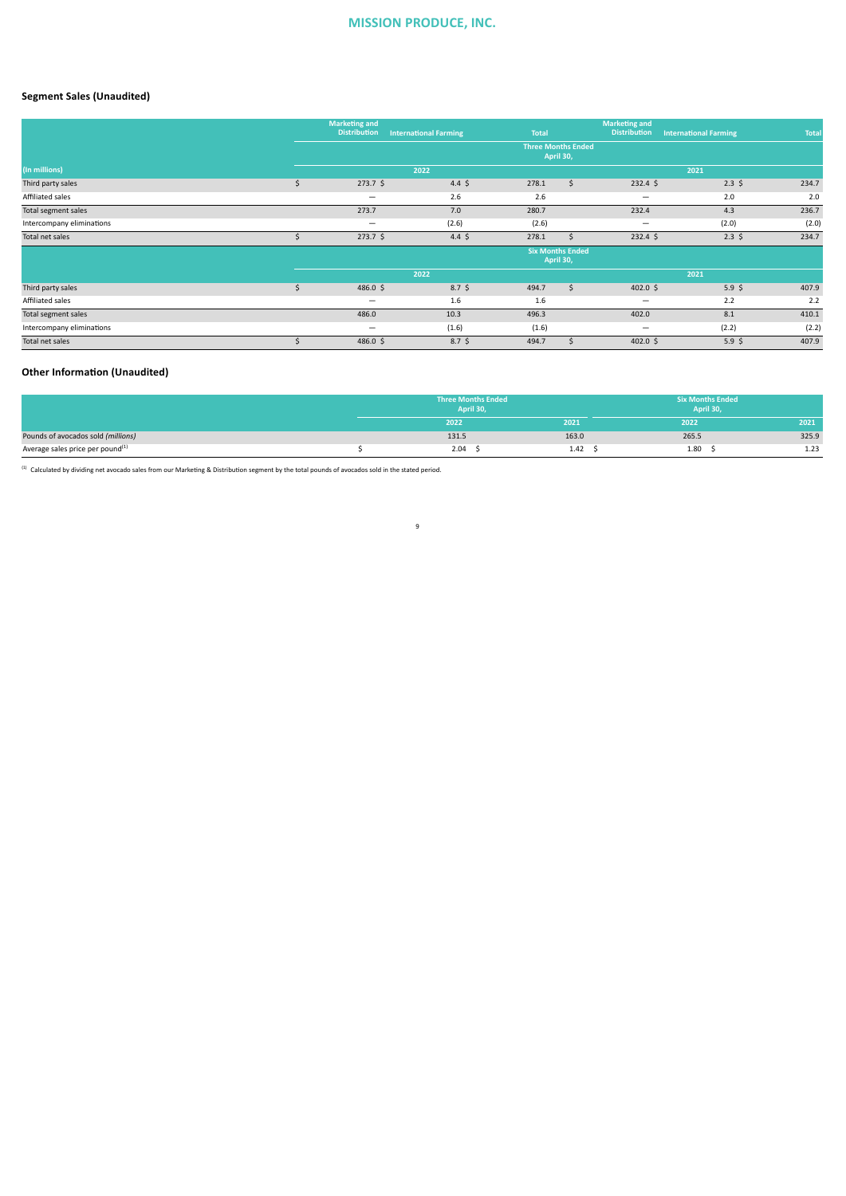## Segment Sales (Unaudited)

| (In millions) | Marketing and Distribution | International Farming | Total | Marketing and Distribution | International Farming | Total |
|---|---|---|---|---|---|---|
| | Three Months Ended April 30, | | | | | |
| | 2022 | | | 2021 | | |
| Third party sales | $ 273.7 | $ 4.4 | $ 278.1 | $ 232.4 | $ 2.3 | $ 234.7 |
| Affiliated sales | — | 2.6 | 2.6 | — | 2.0 | 2.0 |
| Total segment sales | 273.7 | 7.0 | 280.7 | 232.4 | 4.3 | 236.7 |
| Intercompany eliminations | — | (2.6) | (2.6) | — | (2.0) | (2.0) |
| Total net sales | $ 273.7 | $ 4.4 | $ 278.1 | $ 232.4 | $ 2.3 | $ 234.7 |
| | Six Months Ended April 30, | | | | | |
| | 2022 | | | 2021 | | |
| Third party sales | $ 486.0 | $ 8.7 | $ 494.7 | $ 402.0 | $ 5.9 | $ 407.9 |
| Affiliated sales | — | 1.6 | 1.6 | — | 2.2 | 2.2 |
| Total segment sales | 486.0 | 10.3 | 496.3 | 402.0 | 8.1 | 410.1 |
| Intercompany eliminations | — | (1.6) | (1.6) | — | (2.2) | (2.2) |
| Total net sales | $ 486.0 | $ 8.7 | $ 494.7 | $ 402.0 | $ 5.9 | $ 407.9 |

## Other Information (Unaudited)

| | Three Months Ended April 30, | | Six Months Ended April 30, | |
|---|---|---|---|---|
| | 2022 | 2021 | 2022 | 2021 |
| Pounds of avocados sold *(millions)* | 131.5 | 163.0 | 265.5 | 325.9 |
| Average sales price per pound[1] | $ 2.04 | $ 1.42 | $ 1.80 | $ 1.23 |

[1] Calculated by dividing net avocado sales from our Marketing & Distribution segment by the total pounds of avocados sold in the stated period.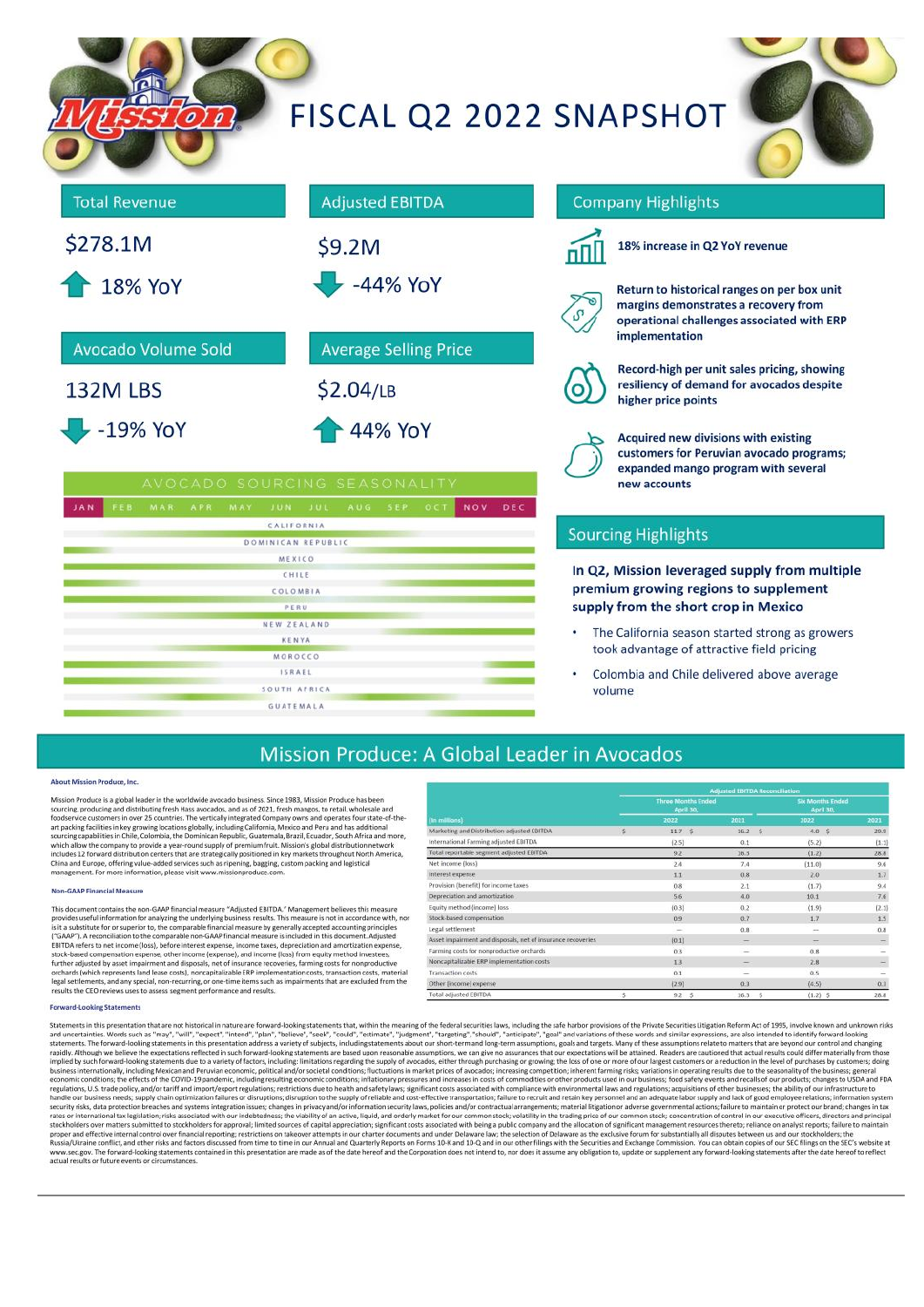# FISCAL Q2 2022 SNAPSHOT

## Total Revenue

$278.1M

18% YoY

## Adjusted EBITDA

$9.2M

-44% YoY

## Avocado Volume Sold

132M LBS

-19% YoY

## Average Selling Price

$2.04/LB

44% YoY

## Company Highlights

- 18% increase in Q2 YoY revenue
- Return to historical ranges on per box unit margins demonstrates a recovery from operational challenges associated with ERP implementation
- Record-high per unit sales pricing, showing resiliency of demand for avocados despite higher price points
- Acquired new divisions with existing customers for Peruvian avocado programs; expanded mango program with several new accounts

## AVOCADO SOURCING SEASONALITY

JAN FEB MAR APR MAY JUN JUL AUG SEP OCT NOV DEC

CALIFORNIA
DOMINICAN REPUBLIC
MEXICO
CHILE
COLOMBIA
PERU
NEW ZEALAND
KENYA
MOROCCO
ISRAEL
SOUTH AFRICA
GUATEMALA

## Sourcing Highlights

**In Q2, Mission leveraged supply from multiple premium growing regions to supplement supply from the short crop in Mexico**

- The California season started strong as growers took advantage of attractive field pricing
- Colombia and Chile delivered above average volume

## Mission Produce: A Global Leader in Avocados

**About Mission Produce, Inc.**

Mission Produce is a global leader in the worldwide avocado business. Since 1983, Mission Produce has been sourcing, producing and distributing fresh Hass avocados, and as of 2021, fresh mangos, to retail, wholesale and foodservice customers in over 25 countries. The vertically integrated Company owns and operates four state-of-the-art packing facilities in key growing locations globally, including California, Mexico and Peru and has additional sourcing capabilities in Chile, Colombia, the Dominican Republic, Guatemala, Brazil, Ecuador, South Africa and more, which allow the company to provide a year-round supply of premium fruit. Mission's global distribution network includes 12 forward distribution centers that are strategically positioned in key markets throughout North America, China and Europe, offering value-added services such as ripening, bagging, custom packing and logistical management. For more information, please visit www.missionproduce.com.

**Non-GAAP Financial Measure**

This document contains the non-GAAP financial measure "Adjusted EBITDA." Management believes this measure provides useful information for analyzing the underlying business results. This measure is not in accordance with, nor is it a substitute for or superior to, the comparable financial measure by generally accepted accounting principles ("GAAP"). A reconciliation to the comparable non-GAAP financial measure is included in this document. Adjusted EBITDA refers to net income (loss), before interest expense, income taxes, depreciation and amortization expense, stock-based compensation expense, other income (expense), and income (loss) from equity method investees, further adjusted by asset impairment and disposals, net of insurance recoveries, farming costs for nonproductive orchards (which represents land lease costs), noncapitalizable ERP implementation costs, transaction costs, material legal settlements, and any special, non-recurring, or one-time items such as impairments that are excluded from the results the CEO reviews uses to assess segment performance and results.

**Adjusted EBITDA Reconciliation**

| (in millions) | Three Months Ended April 30, 2022 | | Three Months Ended April 30, 2021 | Six Months Ended April 30, 2022 | | Six Months Ended April 30, 2021 |
|---|---|---|---|---|---|---|
| Marketing and Distribution adjusted EBITDA | $ | 11.7 | $ 16.2 | $ | 4.0 | $ 20.9 |
| International Farming adjusted EBITDA | | (2.5) | 0.1 | | (5.2) | (1.1) |
| Total reportable segment adjusted EBITDA | | 9.2 | 16.3 | | (1.2) | 28.4 |
| Net income (loss) | | 2.4 | 7.4 | | (11.0) | 9.6 |
| Interest expense | | 1.1 | 0.8 | | 2.0 | 1.7 |
| Provision (benefit) for income taxes | | 0.8 | 2.1 | | (1.7) | 9.4 |
| Depreciation and amortization | | 5.6 | 4.0 | | 10.1 | 7.6 |
| Equity method (income) loss | | (0.3) | 0.2 | | (1.9) | (2.1) |
| Stock-based compensation | | 0.9 | 0.7 | | 1.7 | 1.5 |
| Legal settlement | | — | 0.8 | | — | 0.8 |
| Asset impairment and disposals, net of insurance recoveries | | (0.1) | — | | — | — |
| Farming costs for nonproductive orchards | | 0.3 | — | | 0.8 | — |
| Noncapitalizable ERP implementation costs | | 1.3 | — | | 2.8 | — |
| Transaction costs | | 0.1 | — | | 0.5 | — |
| Other (income) expense | | (2.9) | 0.3 | | (4.5) | 0.1 |
| Total adjusted EBITDA | $ | 9.2 | $ 16.3 | $ | (1.2) | $ 28.4 |

**Forward-Looking Statements**

Statements in this presentation that are not historical in nature are forward-looking statements that, within the meaning of the federal securities laws, including the safe harbor provisions of the Private Securities Litigation Reform Act of 1995, involve known and unknown risks and uncertainties. Words such as "may", "will", "expect", "intend", "plan", "believe", "seek", "could", "estimate", "judgment", "targeting", "should", "anticipate", "goal" and variations of these words and similar expressions, are also intended to identify forward-looking statements. The forward-looking statements in this presentation address a variety of subjects, including statements about our short-term and long-term assumptions, goals and targets. Many of these assumptions relate to matters that are beyond our control and changing rapidly. Although we believe the expectations reflected in such forward-looking statements are based upon reasonable assumptions, we can give no assurances that our expectations will be attained. Readers are cautioned that actual results could differ materially from those implied by such forward-looking statements due to a variety of factors, including: limitations regarding the supply of avocados, either through purchasing or growing; the loss of one or more of our largest customers or a reduction in the level of purchases by customers; doing business internationally, including Mexican and Peruvian economic, political and/or societal conditions; fluctuations in market prices of avocados; increasing competition; inherent farming risks; variations in operating results due to the seasonality of the business; general economic conditions; the effects of the COVID-19 pandemic, including resulting economic conditions; inflationary pressures and increases in costs of commodities or other products used in our business; food safety events and recalls of our products; changes to USDA and FDA regulations, U.S. trade policy, and/or tariff and import/export regulations; restrictions due to health and safety laws; significant costs associated with compliance with environmental laws and regulations; acquisitions of other businesses; the ability of our infrastructure to handle our business needs; supply chain optimization failures or disruptions; disruption to the supply of reliable and cost-effective transportation; failure to recruit and retain key personnel and an adequate labor supply and lack of good employee relations; information system security risks, data protection breaches and systems integration issues; changes in privacy and/or information security laws, policies and/or contractual arrangements; material litigation or adverse governmental actions; failure to maintain or protect our brand; changes in tax rates or international tax legislation; risks associated with our indebtedness; the viability of an active, liquid, and orderly market for our common stock; volatility in the trading price of our common stock; concentration of control in our executive officers, directors and principal stockholders over matters submitted to stockholders for approval; limited sources of capital appreciation; significant costs associated with being a public company and the allocation of significant management resources thereto; reliance on analyst reports; failure to maintain proper and effective internal control over financial reporting; restrictions on takeover attempts in our charter documents and under Delaware law; the selection of Delaware as the exclusive forum for substantially all disputes between us and our stockholders; the Russia/Ukraine conflict, and other risks and factors discussed from time to time in our Annual and Quarterly Reports on Forms 10-K and 10-Q and in our other filings with the Securities and Exchange Commission. You can obtain copies of our SEC filings on the SEC's website at www.sec.gov. The forward-looking statements contained in this presentation are made as of the date hereof and the Corporation does not intend to, nor does it assume any obligation to, update or supplement any forward-looking statements after the date hereof to reflect actual results or future events or circumstances.